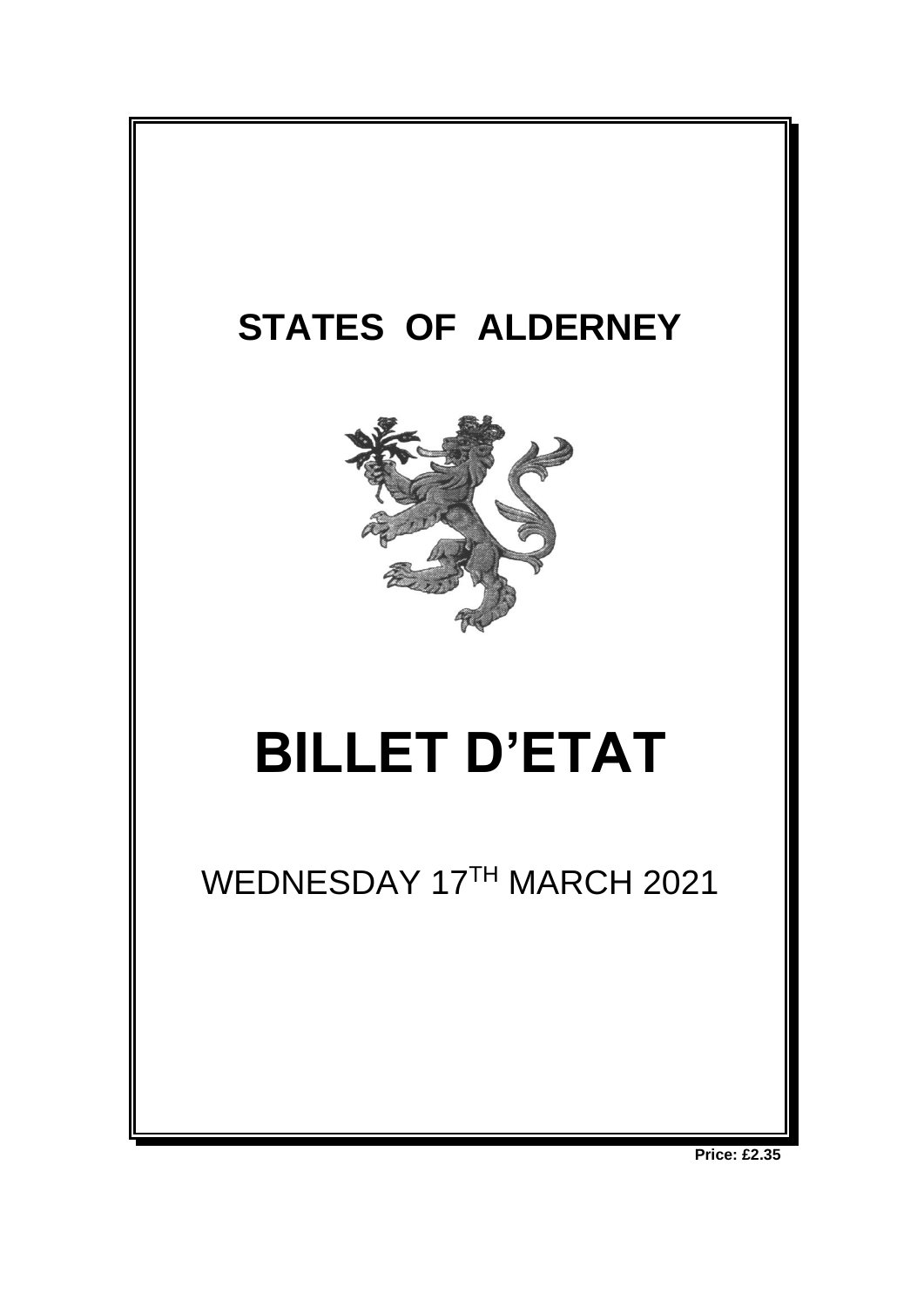# STATES OF ALDERNEY

# BILLET D'ETAT

WEDNESDAY 17TH MARCH 2021

**Price: £2.35**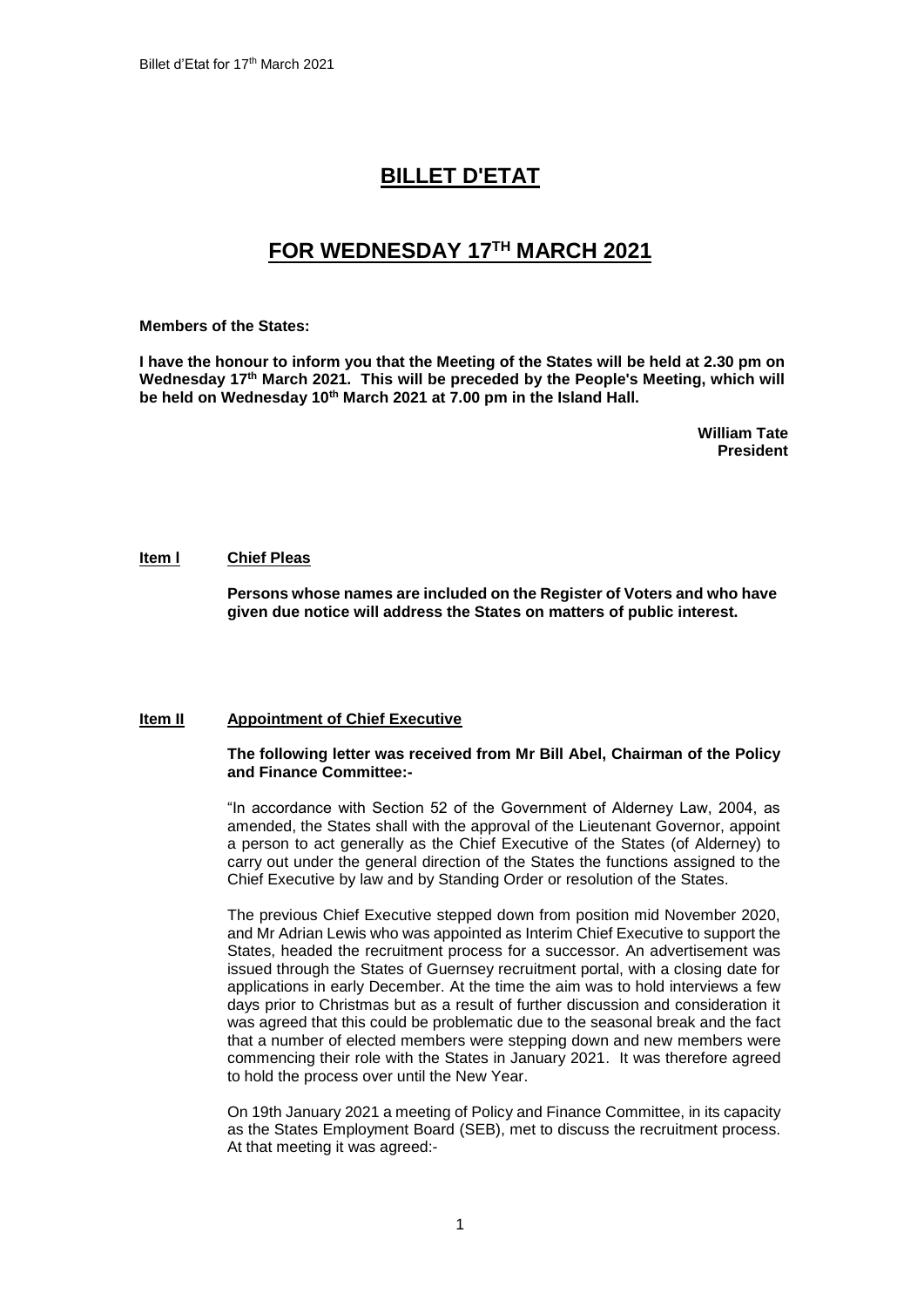// BILLET D'ETAT

// FOR WEDNESDAY 17TH MARCH 2021

**Members of the States:**

**I have the honour to inform you that the Meeting of the States will be held at 2.30 pm on Wednesday 17th March 2021. This will be preceded by the People's Meeting, which will be held on Wednesday 10th March 2021 at 7.00 pm in the Island Hall.**

**William Tate**
**President**

**Item I** **Chief Pleas**

**Persons whose names are included on the Register of Voters and who have given due notice will address the States on matters of public interest.**

**Item II** **Appointment of Chief Executive**

**The following letter was received from Mr Bill Abel, Chairman of the Policy and Finance Committee:-**

"In accordance with Section 52 of the Government of Alderney Law, 2004, as amended, the States shall with the approval of the Lieutenant Governor, appoint a person to act generally as the Chief Executive of the States (of Alderney) to carry out under the general direction of the States the functions assigned to the Chief Executive by law and by Standing Order or resolution of the States.

The previous Chief Executive stepped down from position mid November 2020, and Mr Adrian Lewis who was appointed as Interim Chief Executive to support the States, headed the recruitment process for a successor. An advertisement was issued through the States of Guernsey recruitment portal, with a closing date for applications in early December. At the time the aim was to hold interviews a few days prior to Christmas but as a result of further discussion and consideration it was agreed that this could be problematic due to the seasonal break and the fact that a number of elected members were stepping down and new members were commencing their role with the States in January 2021. It was therefore agreed to hold the process over until the New Year.

On 19th January 2021 a meeting of Policy and Finance Committee, in its capacity as the States Employment Board (SEB), met to discuss the recruitment process. At that meeting it was agreed:-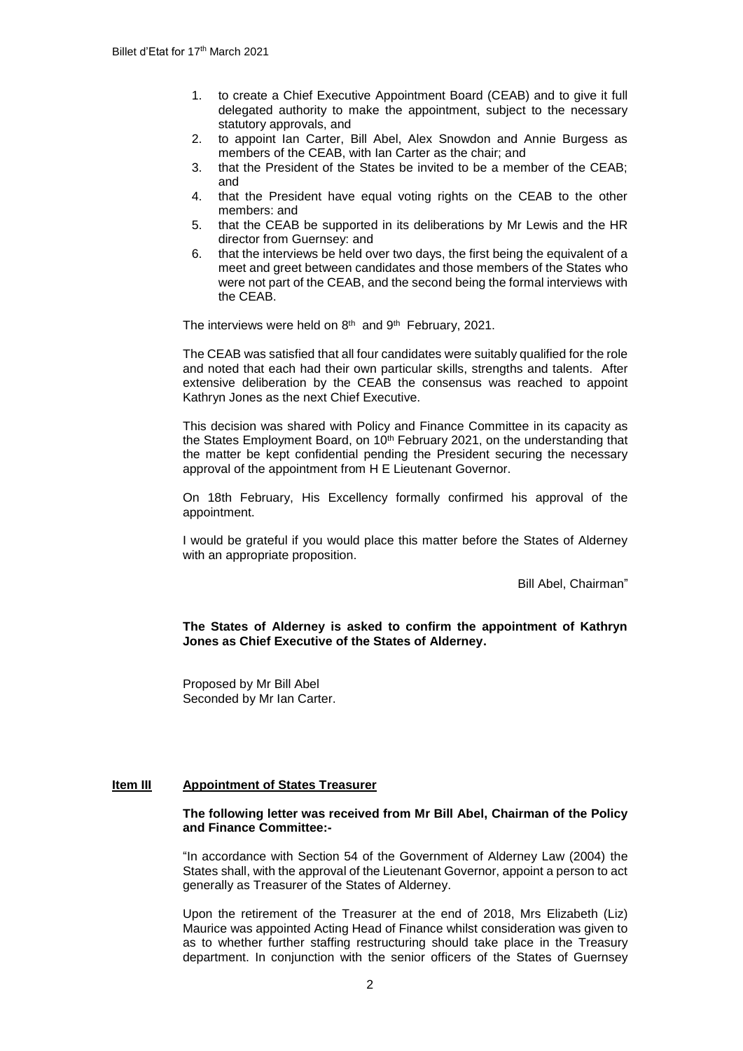1. to create a Chief Executive Appointment Board (CEAB) and to give it full delegated authority to make the appointment, subject to the necessary statutory approvals, and
2. to appoint Ian Carter, Bill Abel, Alex Snowdon and Annie Burgess as members of the CEAB, with Ian Carter as the chair; and
3. that the President of the States be invited to be a member of the CEAB; and
4. that the President have equal voting rights on the CEAB to the other members: and
5. that the CEAB be supported in its deliberations by Mr Lewis and the HR director from Guernsey: and
6. that the interviews be held over two days, the first being the equivalent of a meet and greet between candidates and those members of the States who were not part of the CEAB, and the second being the formal interviews with the CEAB.

The interviews were held on 8th and 9th February, 2021.

The CEAB was satisfied that all four candidates were suitably qualified for the role and noted that each had their own particular skills, strengths and talents. After extensive deliberation by the CEAB the consensus was reached to appoint Kathryn Jones as the next Chief Executive.

This decision was shared with Policy and Finance Committee in its capacity as the States Employment Board, on 10th February 2021, on the understanding that the matter be kept confidential pending the President securing the necessary approval of the appointment from H E Lieutenant Governor.

On 18th February, His Excellency formally confirmed his approval of the appointment.

I would be grateful if you would place this matter before the States of Alderney with an appropriate proposition.

Bill Abel, Chairman"

**The States of Alderney is asked to confirm the appointment of Kathryn Jones as Chief Executive of the States of Alderney.**

Proposed by Mr Bill Abel
Seconded by Mr Ian Carter.

## Item III Appointment of States Treasurer

**The following letter was received from Mr Bill Abel, Chairman of the Policy and Finance Committee:-**

"In accordance with Section 54 of the Government of Alderney Law (2004) the States shall, with the approval of the Lieutenant Governor, appoint a person to act generally as Treasurer of the States of Alderney.

Upon the retirement of the Treasurer at the end of 2018, Mrs Elizabeth (Liz) Maurice was appointed Acting Head of Finance whilst consideration was given to as to whether further staffing restructuring should take place in the Treasury department. In conjunction with the senior officers of the States of Guernsey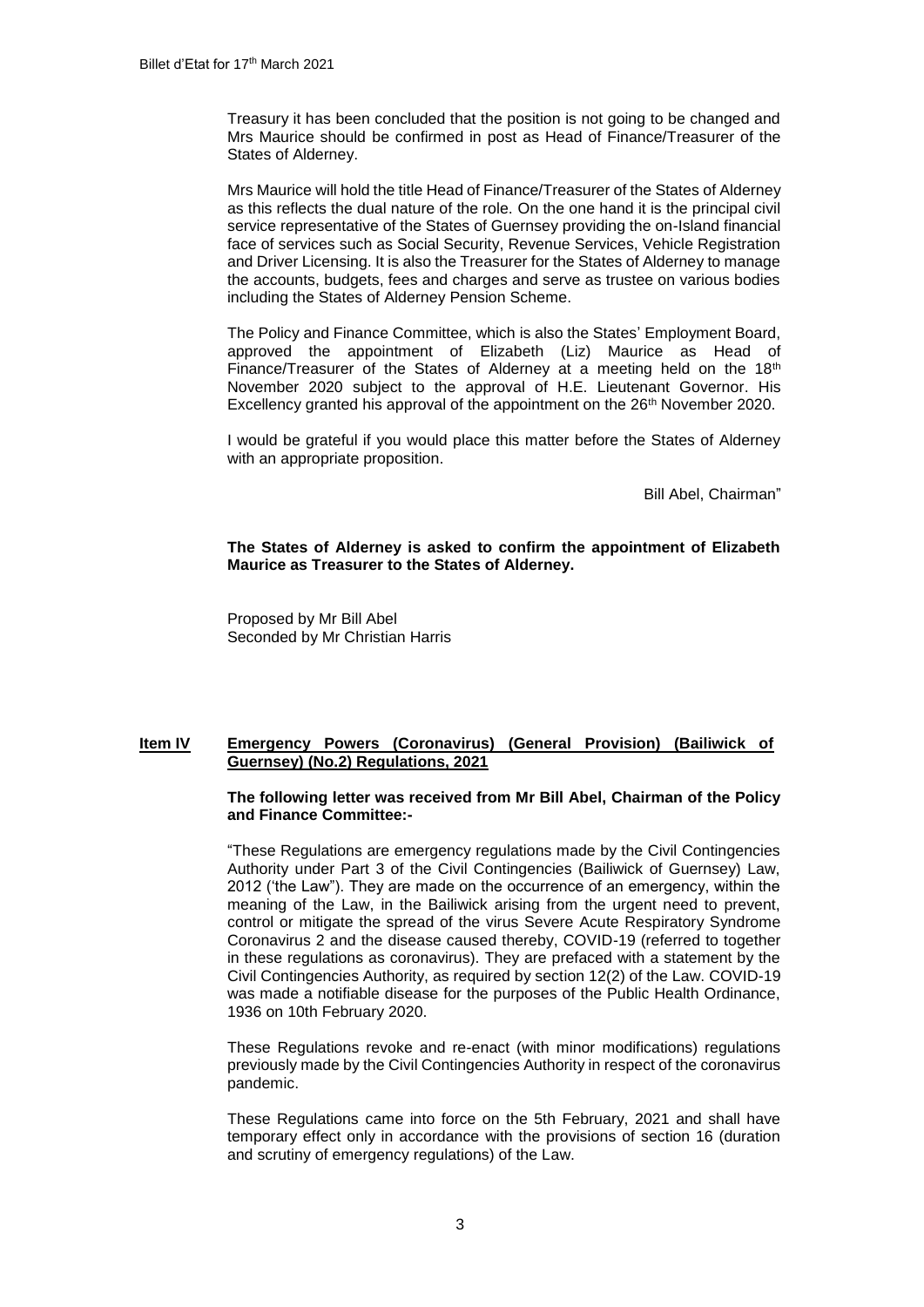Treasury it has been concluded that the position is not going to be changed and Mrs Maurice should be confirmed in post as Head of Finance/Treasurer of the States of Alderney.

Mrs Maurice will hold the title Head of Finance/Treasurer of the States of Alderney as this reflects the dual nature of the role. On the one hand it is the principal civil service representative of the States of Guernsey providing the on-Island financial face of services such as Social Security, Revenue Services, Vehicle Registration and Driver Licensing. It is also the Treasurer for the States of Alderney to manage the accounts, budgets, fees and charges and serve as trustee on various bodies including the States of Alderney Pension Scheme.

The Policy and Finance Committee, which is also the States' Employment Board, approved the appointment of Elizabeth (Liz) Maurice as Head of Finance/Treasurer of the States of Alderney at a meeting held on the 18th November 2020 subject to the approval of H.E. Lieutenant Governor. His Excellency granted his approval of the appointment on the 26th November 2020.

I would be grateful if you would place this matter before the States of Alderney with an appropriate proposition.

Bill Abel, Chairman"

**The States of Alderney is asked to confirm the appointment of Elizabeth Maurice as Treasurer to the States of Alderney.**

Proposed by Mr Bill Abel
Seconded by Mr Christian Harris

## Item IV Emergency Powers (Coronavirus) (General Provision) (Bailiwick of Guernsey) (No.2) Regulations, 2021

**The following letter was received from Mr Bill Abel, Chairman of the Policy and Finance Committee:-**

"These Regulations are emergency regulations made by the Civil Contingencies Authority under Part 3 of the Civil Contingencies (Bailiwick of Guernsey) Law, 2012 ('the Law"). They are made on the occurrence of an emergency, within the meaning of the Law, in the Bailiwick arising from the urgent need to prevent, control or mitigate the spread of the virus Severe Acute Respiratory Syndrome Coronavirus 2 and the disease caused thereby, COVID-19 (referred to together in these regulations as coronavirus). They are prefaced with a statement by the Civil Contingencies Authority, as required by section 12(2) of the Law. COVID-19 was made a notifiable disease for the purposes of the Public Health Ordinance, 1936 on 10th February 2020.

These Regulations revoke and re-enact (with minor modifications) regulations previously made by the Civil Contingencies Authority in respect of the coronavirus pandemic.

These Regulations came into force on the 5th February, 2021 and shall have temporary effect only in accordance with the provisions of section 16 (duration and scrutiny of emergency regulations) of the Law.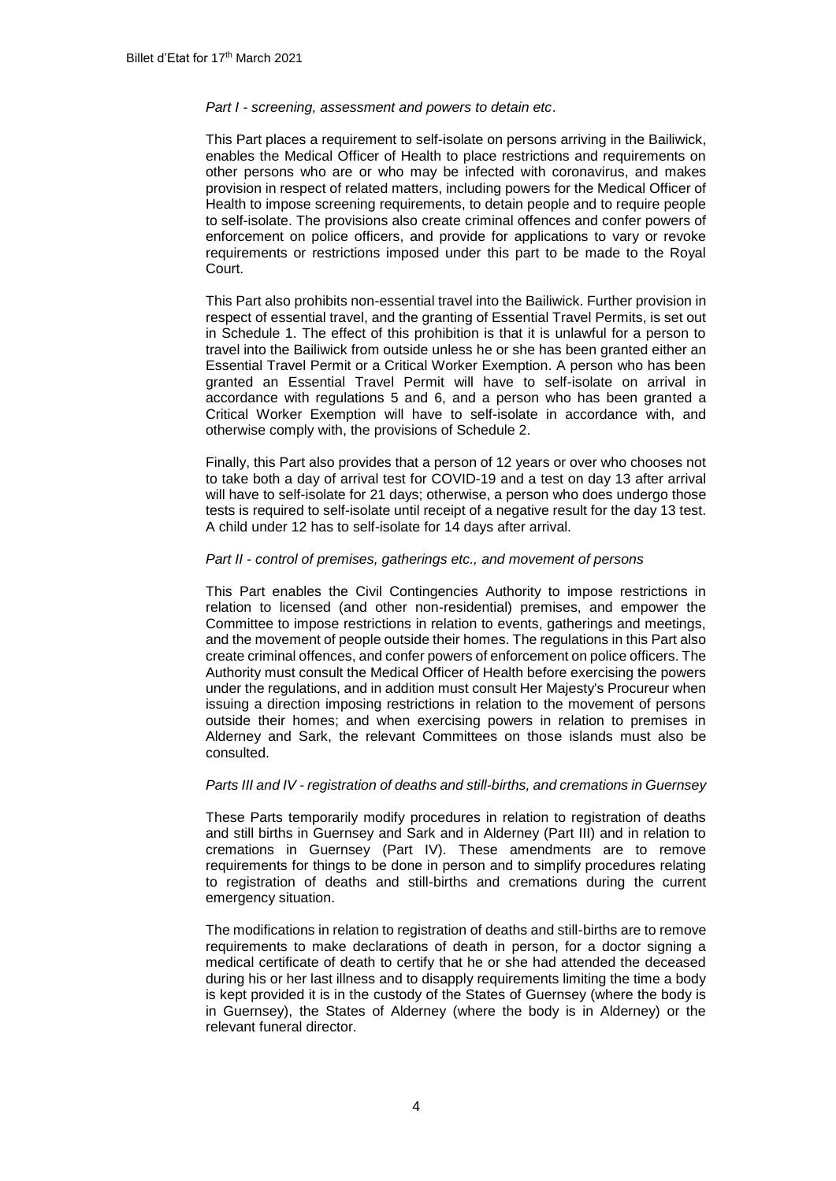*Part I - screening, assessment and powers to detain etc*.

This Part places a requirement to self-isolate on persons arriving in the Bailiwick, enables the Medical Officer of Health to place restrictions and requirements on other persons who are or who may be infected with coronavirus, and makes provision in respect of related matters, including powers for the Medical Officer of Health to impose screening requirements, to detain people and to require people to self-isolate. The provisions also create criminal offences and confer powers of enforcement on police officers, and provide for applications to vary or revoke requirements or restrictions imposed under this part to be made to the Royal Court.

This Part also prohibits non-essential travel into the Bailiwick. Further provision in respect of essential travel, and the granting of Essential Travel Permits, is set out in Schedule 1. The effect of this prohibition is that it is unlawful for a person to travel into the Bailiwick from outside unless he or she has been granted either an Essential Travel Permit or a Critical Worker Exemption. A person who has been granted an Essential Travel Permit will have to self-isolate on arrival in accordance with regulations 5 and 6, and a person who has been granted a Critical Worker Exemption will have to self-isolate in accordance with, and otherwise comply with, the provisions of Schedule 2.

Finally, this Part also provides that a person of 12 years or over who chooses not to take both a day of arrival test for COVID-19 and a test on day 13 after arrival will have to self-isolate for 21 days; otherwise, a person who does undergo those tests is required to self-isolate until receipt of a negative result for the day 13 test. A child under 12 has to self-isolate for 14 days after arrival.

*Part II - control of premises, gatherings etc., and movement of persons*

This Part enables the Civil Contingencies Authority to impose restrictions in relation to licensed (and other non-residential) premises, and empower the Committee to impose restrictions in relation to events, gatherings and meetings, and the movement of people outside their homes. The regulations in this Part also create criminal offences, and confer powers of enforcement on police officers. The Authority must consult the Medical Officer of Health before exercising the powers under the regulations, and in addition must consult Her Majesty's Procureur when issuing a direction imposing restrictions in relation to the movement of persons outside their homes; and when exercising powers in relation to premises in Alderney and Sark, the relevant Committees on those islands must also be consulted.

*Parts III and IV - registration of deaths and still-births, and cremations in Guernsey*

These Parts temporarily modify procedures in relation to registration of deaths and still births in Guernsey and Sark and in Alderney (Part III) and in relation to cremations in Guernsey (Part IV). These amendments are to remove requirements for things to be done in person and to simplify procedures relating to registration of deaths and still-births and cremations during the current emergency situation.

The modifications in relation to registration of deaths and still-births are to remove requirements to make declarations of death in person, for a doctor signing a medical certificate of death to certify that he or she had attended the deceased during his or her last illness and to disapply requirements limiting the time a body is kept provided it is in the custody of the States of Guernsey (where the body is in Guernsey), the States of Alderney (where the body is in Alderney) or the relevant funeral director.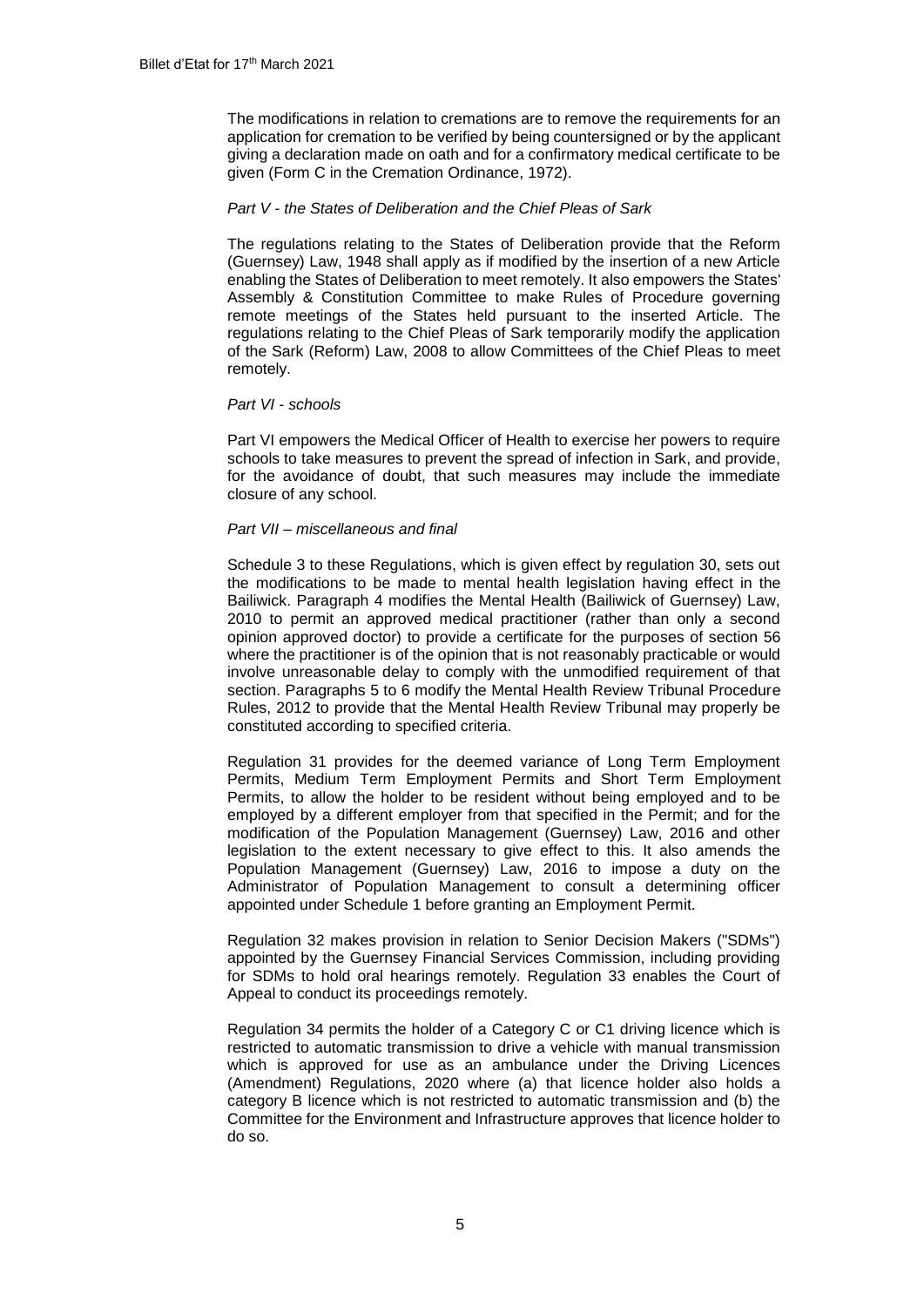The modifications in relation to cremations are to remove the requirements for an application for cremation to be verified by being countersigned or by the applicant giving a declaration made on oath and for a confirmatory medical certificate to be given (Form C in the Cremation Ordinance, 1972).

*Part V - the States of Deliberation and the Chief Pleas of Sark*

The regulations relating to the States of Deliberation provide that the Reform (Guernsey) Law, 1948 shall apply as if modified by the insertion of a new Article enabling the States of Deliberation to meet remotely. It also empowers the States' Assembly & Constitution Committee to make Rules of Procedure governing remote meetings of the States held pursuant to the inserted Article. The regulations relating to the Chief Pleas of Sark temporarily modify the application of the Sark (Reform) Law, 2008 to allow Committees of the Chief Pleas to meet remotely.

*Part VI - schools*

Part VI empowers the Medical Officer of Health to exercise her powers to require schools to take measures to prevent the spread of infection in Sark, and provide, for the avoidance of doubt, that such measures may include the immediate closure of any school.

*Part VII – miscellaneous and final*

Schedule 3 to these Regulations, which is given effect by regulation 30, sets out the modifications to be made to mental health legislation having effect in the Bailiwick. Paragraph 4 modifies the Mental Health (Bailiwick of Guernsey) Law, 2010 to permit an approved medical practitioner (rather than only a second opinion approved doctor) to provide a certificate for the purposes of section 56 where the practitioner is of the opinion that is not reasonably practicable or would involve unreasonable delay to comply with the unmodified requirement of that section. Paragraphs 5 to 6 modify the Mental Health Review Tribunal Procedure Rules, 2012 to provide that the Mental Health Review Tribunal may properly be constituted according to specified criteria.

Regulation 31 provides for the deemed variance of Long Term Employment Permits, Medium Term Employment Permits and Short Term Employment Permits, to allow the holder to be resident without being employed and to be employed by a different employer from that specified in the Permit; and for the modification of the Population Management (Guernsey) Law, 2016 and other legislation to the extent necessary to give effect to this. It also amends the Population Management (Guernsey) Law, 2016 to impose a duty on the Administrator of Population Management to consult a determining officer appointed under Schedule 1 before granting an Employment Permit.

Regulation 32 makes provision in relation to Senior Decision Makers ("SDMs") appointed by the Guernsey Financial Services Commission, including providing for SDMs to hold oral hearings remotely. Regulation 33 enables the Court of Appeal to conduct its proceedings remotely.

Regulation 34 permits the holder of a Category C or C1 driving licence which is restricted to automatic transmission to drive a vehicle with manual transmission which is approved for use as an ambulance under the Driving Licences (Amendment) Regulations, 2020 where (a) that licence holder also holds a category B licence which is not restricted to automatic transmission and (b) the Committee for the Environment and Infrastructure approves that licence holder to do so.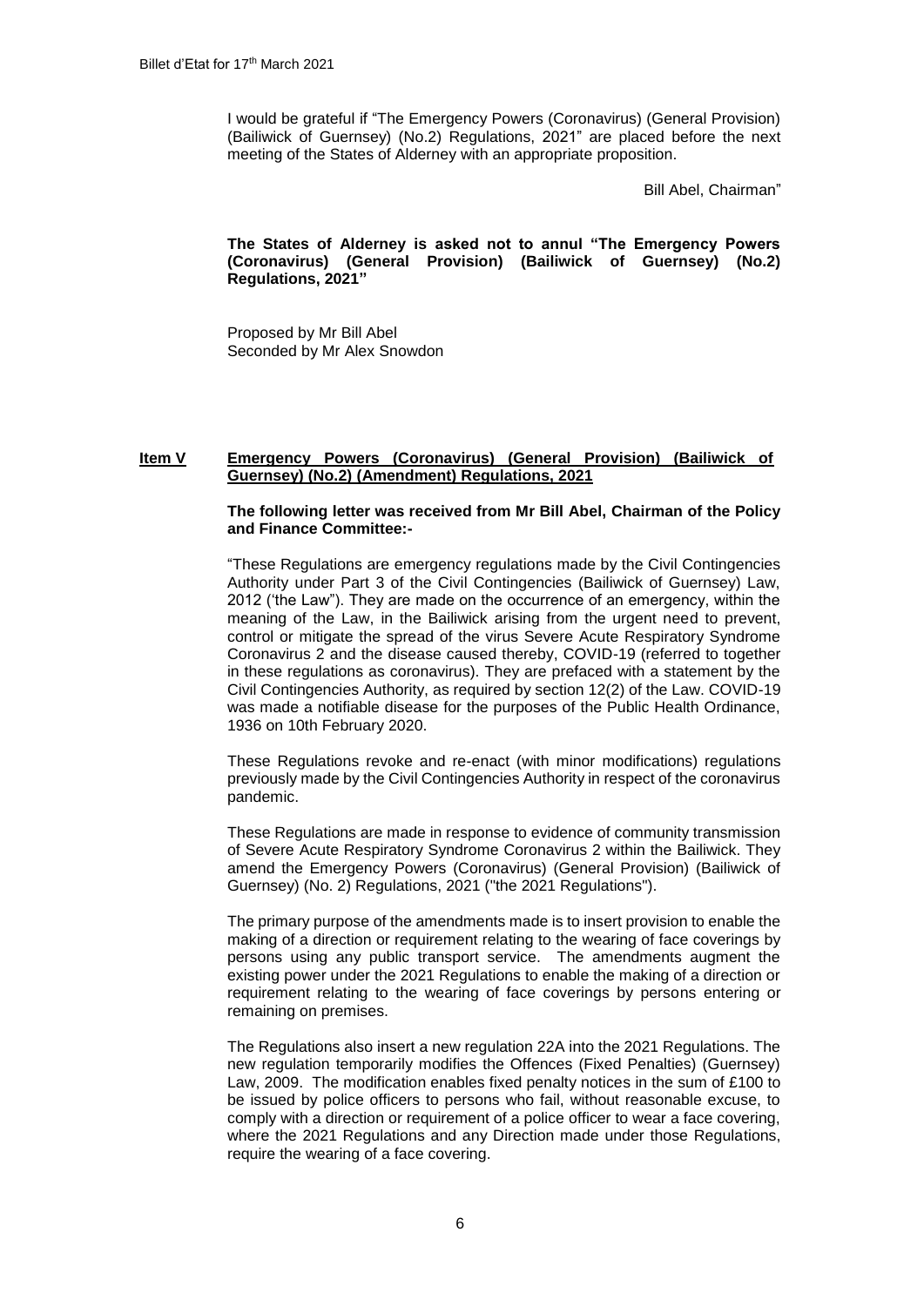I would be grateful if "The Emergency Powers (Coronavirus) (General Provision) (Bailiwick of Guernsey) (No.2) Regulations, 2021" are placed before the next meeting of the States of Alderney with an appropriate proposition.

Bill Abel, Chairman"

**The States of Alderney is asked not to annul "The Emergency Powers (Coronavirus) (General Provision) (Bailiwick of Guernsey) (No.2) Regulations, 2021"**

Proposed by Mr Bill Abel
Seconded by Mr Alex Snowdon

## Item V Emergency Powers (Coronavirus) (General Provision) (Bailiwick of Guernsey) (No.2) (Amendment) Regulations, 2021

**The following letter was received from Mr Bill Abel, Chairman of the Policy and Finance Committee:-**

"These Regulations are emergency regulations made by the Civil Contingencies Authority under Part 3 of the Civil Contingencies (Bailiwick of Guernsey) Law, 2012 ('the Law"). They are made on the occurrence of an emergency, within the meaning of the Law, in the Bailiwick arising from the urgent need to prevent, control or mitigate the spread of the virus Severe Acute Respiratory Syndrome Coronavirus 2 and the disease caused thereby, COVID-19 (referred to together in these regulations as coronavirus). They are prefaced with a statement by the Civil Contingencies Authority, as required by section 12(2) of the Law. COVID-19 was made a notifiable disease for the purposes of the Public Health Ordinance, 1936 on 10th February 2020.

These Regulations revoke and re-enact (with minor modifications) regulations previously made by the Civil Contingencies Authority in respect of the coronavirus pandemic.

These Regulations are made in response to evidence of community transmission of Severe Acute Respiratory Syndrome Coronavirus 2 within the Bailiwick. They amend the Emergency Powers (Coronavirus) (General Provision) (Bailiwick of Guernsey) (No. 2) Regulations, 2021 ("the 2021 Regulations").

The primary purpose of the amendments made is to insert provision to enable the making of a direction or requirement relating to the wearing of face coverings by persons using any public transport service. The amendments augment the existing power under the 2021 Regulations to enable the making of a direction or requirement relating to the wearing of face coverings by persons entering or remaining on premises.

The Regulations also insert a new regulation 22A into the 2021 Regulations. The new regulation temporarily modifies the Offences (Fixed Penalties) (Guernsey) Law, 2009. The modification enables fixed penalty notices in the sum of £100 to be issued by police officers to persons who fail, without reasonable excuse, to comply with a direction or requirement of a police officer to wear a face covering, where the 2021 Regulations and any Direction made under those Regulations, require the wearing of a face covering.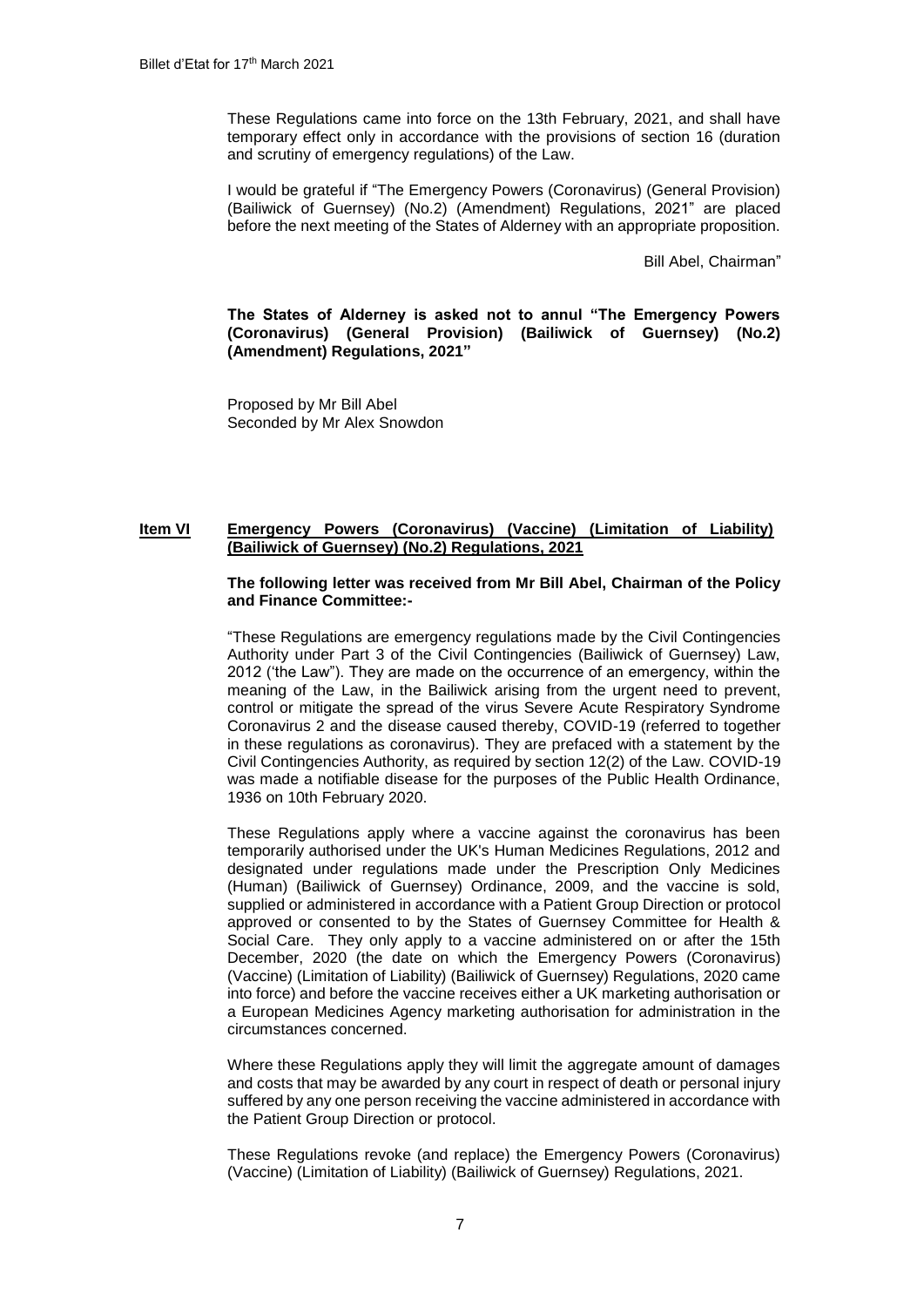These Regulations came into force on the 13th February, 2021, and shall have temporary effect only in accordance with the provisions of section 16 (duration and scrutiny of emergency regulations) of the Law.

I would be grateful if "The Emergency Powers (Coronavirus) (General Provision) (Bailiwick of Guernsey) (No.2) (Amendment) Regulations, 2021" are placed before the next meeting of the States of Alderney with an appropriate proposition.

Bill Abel, Chairman"

**The States of Alderney is asked not to annul "The Emergency Powers (Coronavirus) (General Provision) (Bailiwick of Guernsey) (No.2) (Amendment) Regulations, 2021"**

Proposed by Mr Bill Abel
Seconded by Mr Alex Snowdon

## Item VI Emergency Powers (Coronavirus) (Vaccine) (Limitation of Liability) (Bailiwick of Guernsey) (No.2) Regulations, 2021

**The following letter was received from Mr Bill Abel, Chairman of the Policy and Finance Committee:-**

"These Regulations are emergency regulations made by the Civil Contingencies Authority under Part 3 of the Civil Contingencies (Bailiwick of Guernsey) Law, 2012 ('the Law"). They are made on the occurrence of an emergency, within the meaning of the Law, in the Bailiwick arising from the urgent need to prevent, control or mitigate the spread of the virus Severe Acute Respiratory Syndrome Coronavirus 2 and the disease caused thereby, COVID-19 (referred to together in these regulations as coronavirus). They are prefaced with a statement by the Civil Contingencies Authority, as required by section 12(2) of the Law. COVID-19 was made a notifiable disease for the purposes of the Public Health Ordinance, 1936 on 10th February 2020.

These Regulations apply where a vaccine against the coronavirus has been temporarily authorised under the UK's Human Medicines Regulations, 2012 and designated under regulations made under the Prescription Only Medicines (Human) (Bailiwick of Guernsey) Ordinance, 2009, and the vaccine is sold, supplied or administered in accordance with a Patient Group Direction or protocol approved or consented to by the States of Guernsey Committee for Health & Social Care. They only apply to a vaccine administered on or after the 15th December, 2020 (the date on which the Emergency Powers (Coronavirus) (Vaccine) (Limitation of Liability) (Bailiwick of Guernsey) Regulations, 2020 came into force) and before the vaccine receives either a UK marketing authorisation or a European Medicines Agency marketing authorisation for administration in the circumstances concerned.

Where these Regulations apply they will limit the aggregate amount of damages and costs that may be awarded by any court in respect of death or personal injury suffered by any one person receiving the vaccine administered in accordance with the Patient Group Direction or protocol.

These Regulations revoke (and replace) the Emergency Powers (Coronavirus) (Vaccine) (Limitation of Liability) (Bailiwick of Guernsey) Regulations, 2021.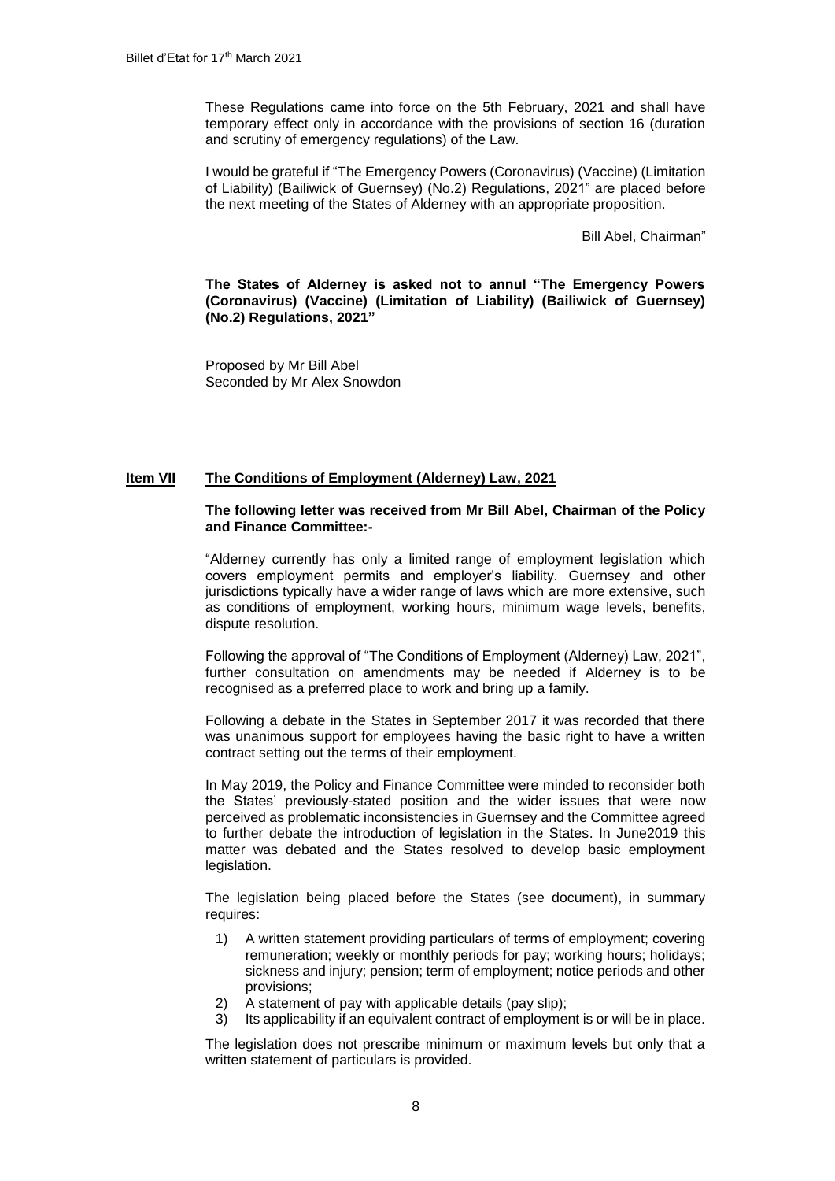These Regulations came into force on the 5th February, 2021 and shall have temporary effect only in accordance with the provisions of section 16 (duration and scrutiny of emergency regulations) of the Law.

I would be grateful if "The Emergency Powers (Coronavirus) (Vaccine) (Limitation of Liability) (Bailiwick of Guernsey) (No.2) Regulations, 2021" are placed before the next meeting of the States of Alderney with an appropriate proposition.

Bill Abel, Chairman"

**The States of Alderney is asked not to annul "The Emergency Powers (Coronavirus) (Vaccine) (Limitation of Liability) (Bailiwick of Guernsey) (No.2) Regulations, 2021"**

Proposed by Mr Bill Abel
Seconded by Mr Alex Snowdon

## Item VII The Conditions of Employment (Alderney) Law, 2021

**The following letter was received from Mr Bill Abel, Chairman of the Policy and Finance Committee:-**

"Alderney currently has only a limited range of employment legislation which covers employment permits and employer's liability. Guernsey and other jurisdictions typically have a wider range of laws which are more extensive, such as conditions of employment, working hours, minimum wage levels, benefits, dispute resolution.

Following the approval of "The Conditions of Employment (Alderney) Law, 2021", further consultation on amendments may be needed if Alderney is to be recognised as a preferred place to work and bring up a family.

Following a debate in the States in September 2017 it was recorded that there was unanimous support for employees having the basic right to have a written contract setting out the terms of their employment.

In May 2019, the Policy and Finance Committee were minded to reconsider both the States' previously-stated position and the wider issues that were now perceived as problematic inconsistencies in Guernsey and the Committee agreed to further debate the introduction of legislation in the States. In June2019 this matter was debated and the States resolved to develop basic employment legislation.

The legislation being placed before the States (see document), in summary requires:

1) A written statement providing particulars of terms of employment; covering remuneration; weekly or monthly periods for pay; working hours; holidays; sickness and injury; pension; term of employment; notice periods and other provisions;
2) A statement of pay with applicable details (pay slip);
3) Its applicability if an equivalent contract of employment is or will be in place.

The legislation does not prescribe minimum or maximum levels but only that a written statement of particulars is provided.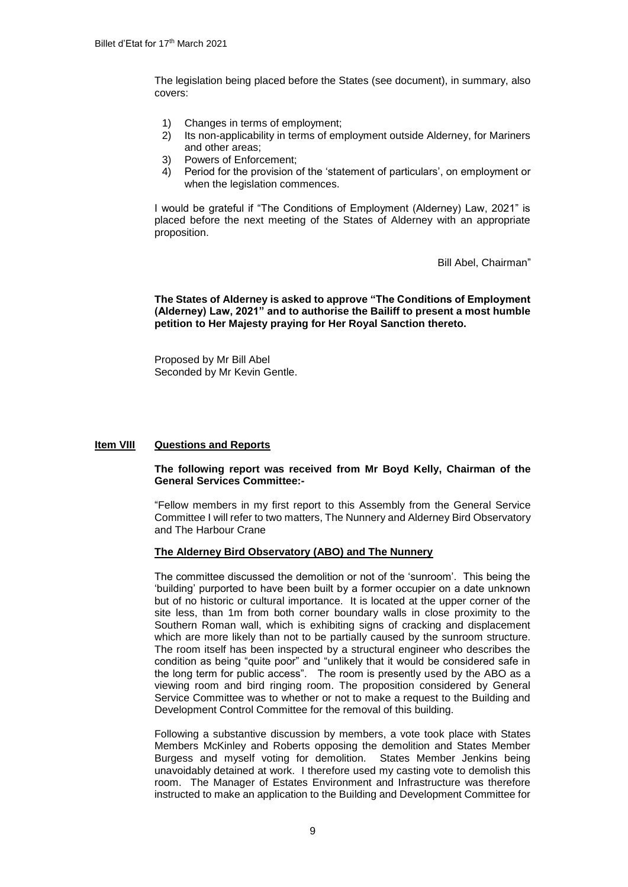The legislation being placed before the States (see document), in summary, also covers:

1) Changes in terms of employment;
2) Its non-applicability in terms of employment outside Alderney, for Mariners and other areas;
3) Powers of Enforcement;
4) Period for the provision of the 'statement of particulars', on employment or when the legislation commences.

I would be grateful if "The Conditions of Employment (Alderney) Law, 2021" is placed before the next meeting of the States of Alderney with an appropriate proposition.

Bill Abel, Chairman"

**The States of Alderney is asked to approve "The Conditions of Employment (Alderney) Law, 2021" and to authorise the Bailiff to present a most humble petition to Her Majesty praying for Her Royal Sanction thereto.**

Proposed by Mr Bill Abel
Seconded by Mr Kevin Gentle.

## Item VIII Questions and Reports

**The following report was received from Mr Boyd Kelly, Chairman of the General Services Committee:-**

"Fellow members in my first report to this Assembly from the General Service Committee I will refer to two matters, The Nunnery and Alderney Bird Observatory and The Harbour Crane

### The Alderney Bird Observatory (ABO) and The Nunnery

The committee discussed the demolition or not of the 'sunroom'. This being the 'building' purported to have been built by a former occupier on a date unknown but of no historic or cultural importance. It is located at the upper corner of the site less, than 1m from both corner boundary walls in close proximity to the Southern Roman wall, which is exhibiting signs of cracking and displacement which are more likely than not to be partially caused by the sunroom structure. The room itself has been inspected by a structural engineer who describes the condition as being "quite poor" and "unlikely that it would be considered safe in the long term for public access". The room is presently used by the ABO as a viewing room and bird ringing room. The proposition considered by General Service Committee was to whether or not to make a request to the Building and Development Control Committee for the removal of this building.

Following a substantive discussion by members, a vote took place with States Members McKinley and Roberts opposing the demolition and States Member Burgess and myself voting for demolition. States Member Jenkins being unavoidably detained at work. I therefore used my casting vote to demolish this room. The Manager of Estates Environment and Infrastructure was therefore instructed to make an application to the Building and Development Committee for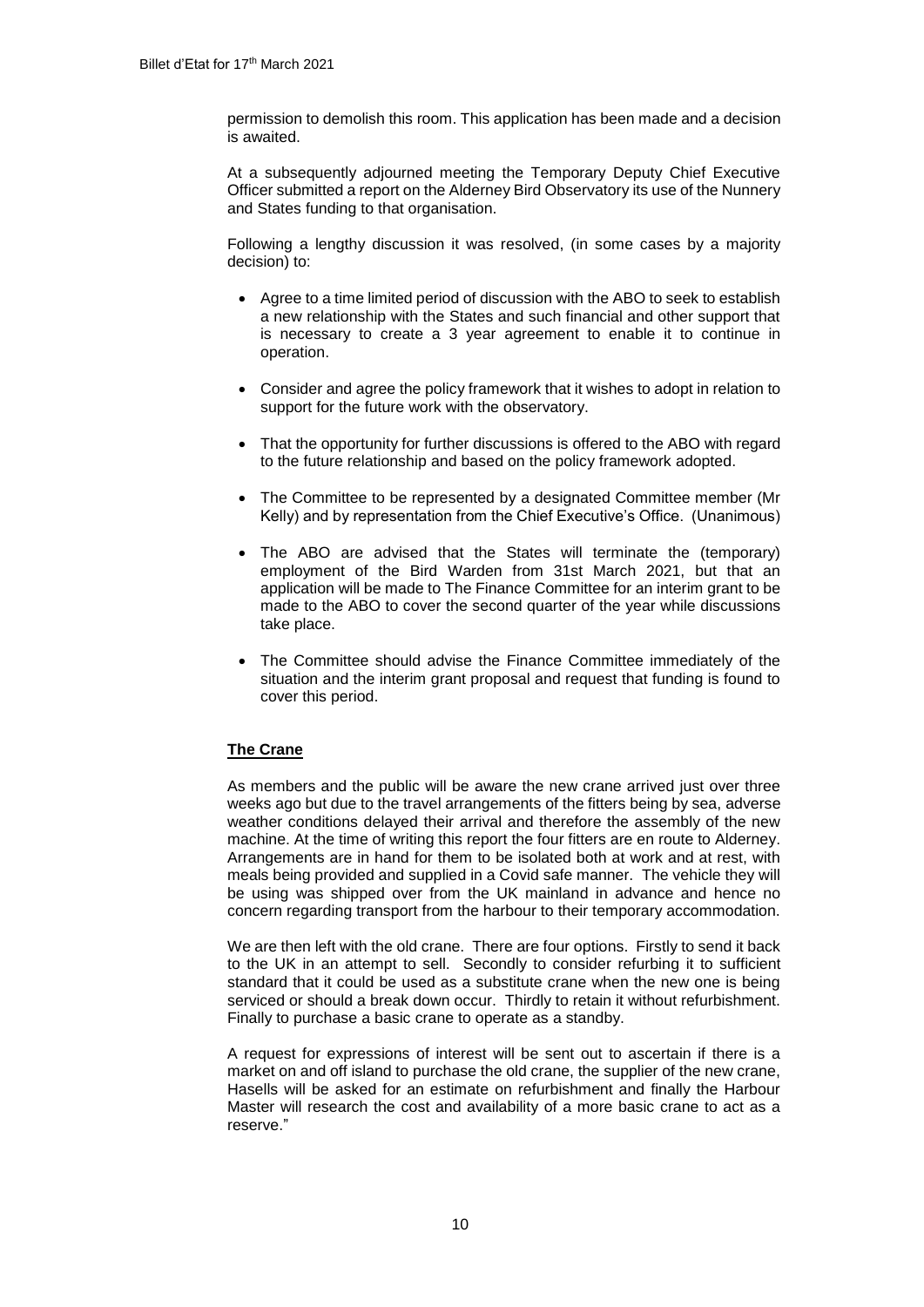permission to demolish this room. This application has been made and a decision is awaited.

At a subsequently adjourned meeting the Temporary Deputy Chief Executive Officer submitted a report on the Alderney Bird Observatory its use of the Nunnery and States funding to that organisation.

Following a lengthy discussion it was resolved, (in some cases by a majority decision) to:

- Agree to a time limited period of discussion with the ABO to seek to establish a new relationship with the States and such financial and other support that is necessary to create a 3 year agreement to enable it to continue in operation.
- Consider and agree the policy framework that it wishes to adopt in relation to support for the future work with the observatory.
- That the opportunity for further discussions is offered to the ABO with regard to the future relationship and based on the policy framework adopted.
- The Committee to be represented by a designated Committee member (Mr Kelly) and by representation from the Chief Executive's Office. (Unanimous)
- The ABO are advised that the States will terminate the (temporary) employment of the Bird Warden from 31st March 2021, but that an application will be made to The Finance Committee for an interim grant to be made to the ABO to cover the second quarter of the year while discussions take place.
- The Committee should advise the Finance Committee immediately of the situation and the interim grant proposal and request that funding is found to cover this period.

**The Crane**

As members and the public will be aware the new crane arrived just over three weeks ago but due to the travel arrangements of the fitters being by sea, adverse weather conditions delayed their arrival and therefore the assembly of the new machine. At the time of writing this report the four fitters are en route to Alderney. Arrangements are in hand for them to be isolated both at work and at rest, with meals being provided and supplied in a Covid safe manner. The vehicle they will be using was shipped over from the UK mainland in advance and hence no concern regarding transport from the harbour to their temporary accommodation.

We are then left with the old crane. There are four options. Firstly to send it back to the UK in an attempt to sell. Secondly to consider refurbing it to sufficient standard that it could be used as a substitute crane when the new one is being serviced or should a break down occur. Thirdly to retain it without refurbishment. Finally to purchase a basic crane to operate as a standby.

A request for expressions of interest will be sent out to ascertain if there is a market on and off island to purchase the old crane, the supplier of the new crane, Hasells will be asked for an estimate on refurbishment and finally the Harbour Master will research the cost and availability of a more basic crane to act as a reserve."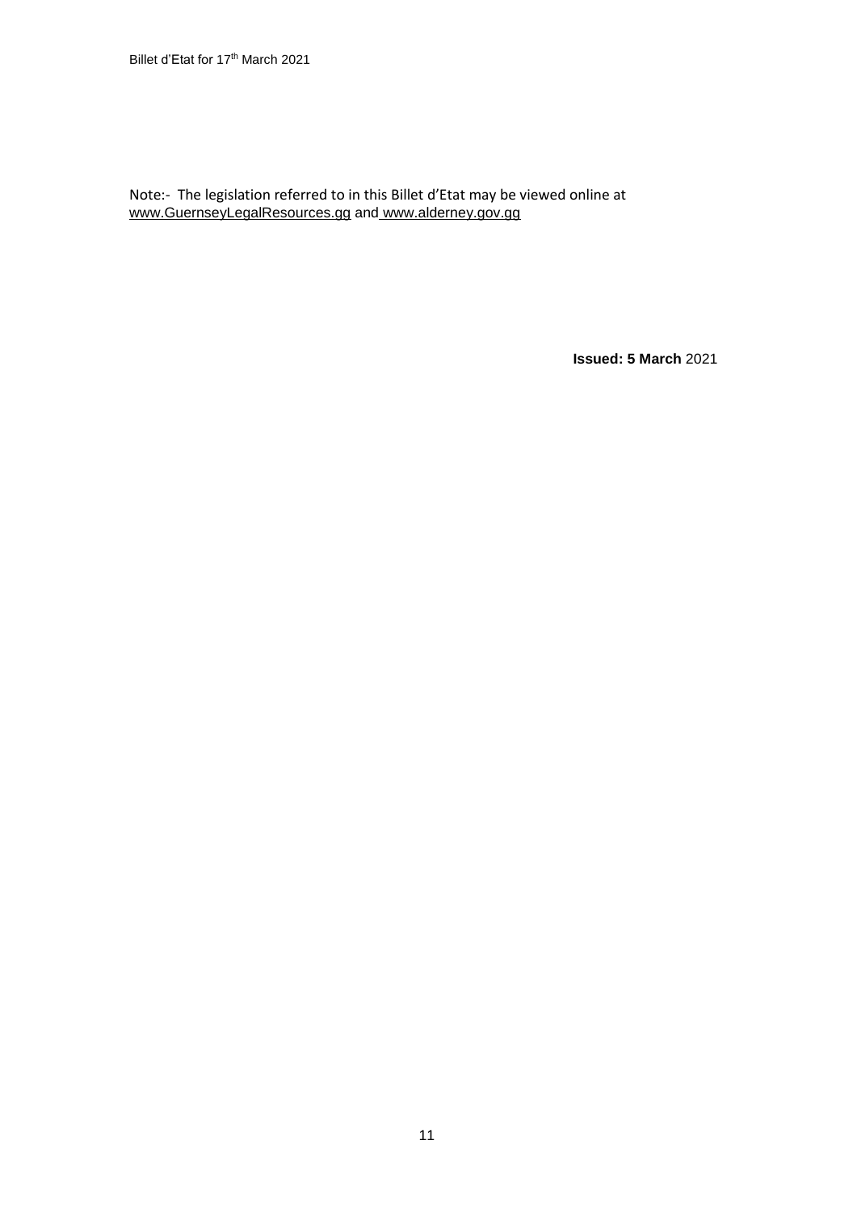Note:- The legislation referred to in this Billet d'Etat may be viewed online at www.GuernseyLegalResources.gg and www.alderney.gov.gg

**Issued: 5 March** 2021